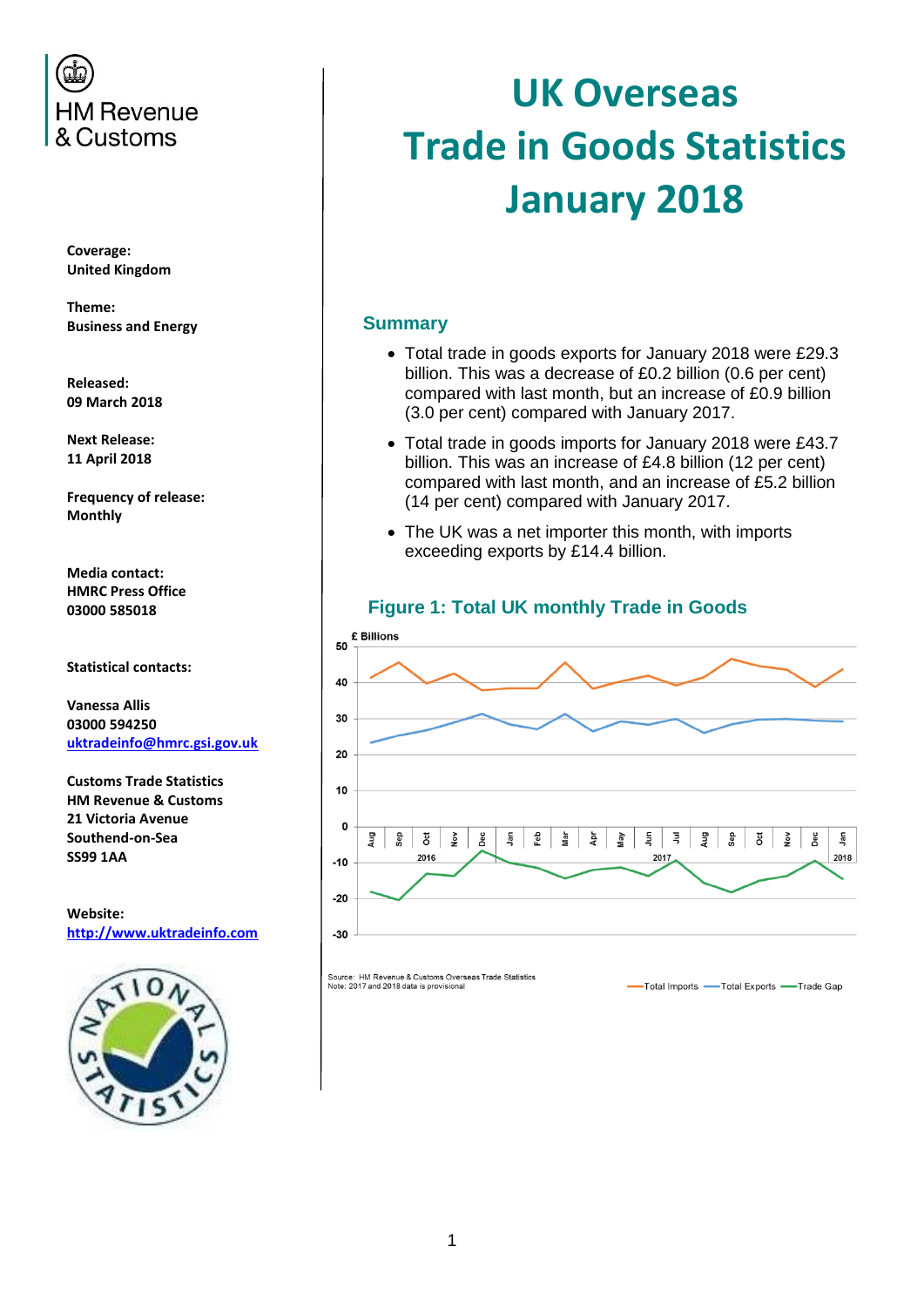# UK Overseas Trade in Goods Statistics January 2018

HM Revenue & Customs

**Coverage:**
**United Kingdom**

**Theme:**
**Business and Energy**

**Released:**
**09 March 2018**

**Next Release:**
**11 April 2018**

**Frequency of release:**
**Monthly**

**Media contact:**
**HMRC Press Office**
**03000 585018**

**Statistical contacts:**

**Vanessa Allis**
**03000 594250**
**uktradeinfo@hmrc.gsi.gov.uk**

**Customs Trade Statistics**
**HM Revenue & Customs**
**21 Victoria Avenue**
**Southend-on-Sea**
**SS99 1AA**

**Website:**
**http://www.uktradeinfo.com**

## Summary

- Total trade in goods exports for January 2018 were £29.3 billion. This was a decrease of £0.2 billion (0.6 per cent) compared with last month, but an increase of £0.9 billion (3.0 per cent) compared with January 2017.
- Total trade in goods imports for January 2018 were £43.7 billion. This was an increase of £4.8 billion (12 per cent) compared with last month, and an increase of £5.2 billion (14 per cent) compared with January 2017.
- The UK was a net importer this month, with imports exceeding exports by £14.4 billion.

### Figure 1: Total UK monthly Trade in Goods

Source: HM Revenue & Customs Overseas Trade Statistics
Note: 2017 and 2018 data is provisional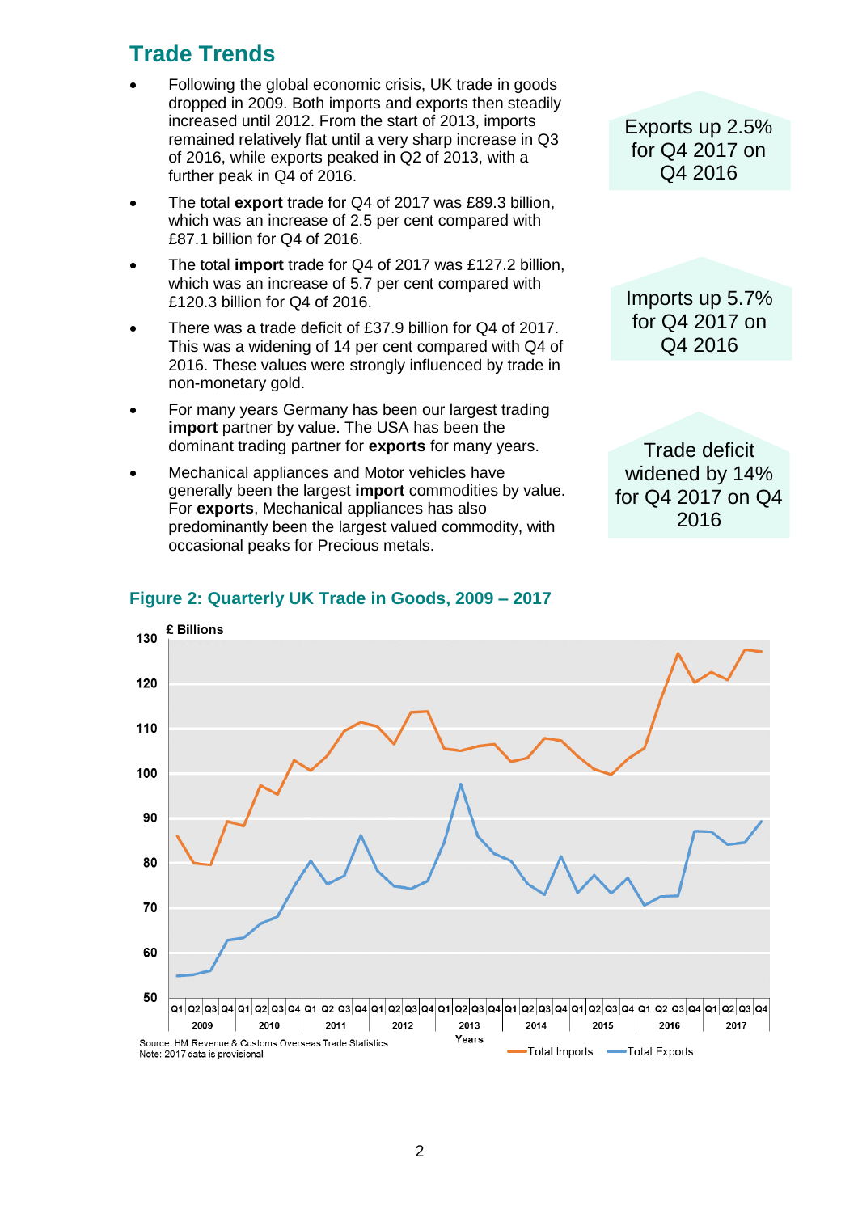## Trade Trends

- Following the global economic crisis, UK trade in goods dropped in 2009. Both imports and exports then steadily increased until 2012. From the start of 2013, imports remained relatively flat until a very sharp increase in Q3 of 2016, while exports peaked in Q2 of 2013, with a further peak in Q4 of 2016.
- The total **export** trade for Q4 of 2017 was £89.3 billion, which was an increase of 2.5 per cent compared with £87.1 billion for Q4 of 2016.
- The total **import** trade for Q4 of 2017 was £127.2 billion, which was an increase of 5.7 per cent compared with £120.3 billion for Q4 of 2016.
- There was a trade deficit of £37.9 billion for Q4 of 2017. This was a widening of 14 per cent compared with Q4 of 2016. These values were strongly influenced by trade in non-monetary gold.
- For many years Germany has been our largest trading **import** partner by value. The USA has been the dominant trading partner for **exports** for many years.
- Mechanical appliances and Motor vehicles have generally been the largest **import** commodities by value. For **exports**, Mechanical appliances has also predominantly been the largest valued commodity, with occasional peaks for Precious metals.

Exports up 2.5% for Q4 2017 on Q4 2016

Imports up 5.7% for Q4 2017 on Q4 2016

Trade deficit widened by 14% for Q4 2017 on Q4 2016

### Figure 2: Quarterly UK Trade in Goods, 2009 – 2017

Source: HM Revenue & Customs Overseas Trade Statistics
Note: 2017 data is provisional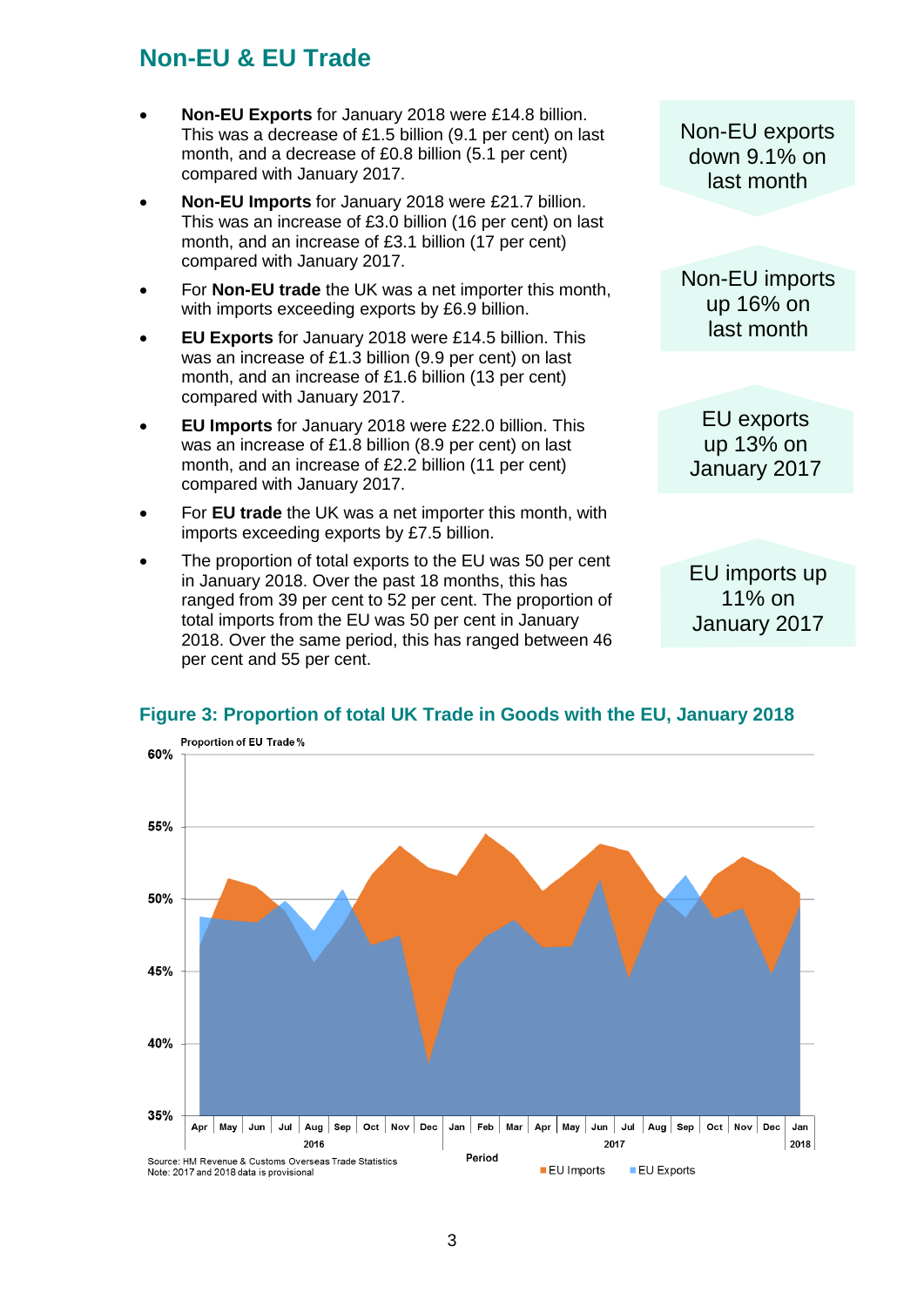## Non-EU & EU Trade

- **Non-EU Exports** for January 2018 were £14.8 billion. This was a decrease of £1.5 billion (9.1 per cent) on last month, and a decrease of £0.8 billion (5.1 per cent) compared with January 2017.
- **Non-EU Imports** for January 2018 were £21.7 billion. This was an increase of £3.0 billion (16 per cent) on last month, and an increase of £3.1 billion (17 per cent) compared with January 2017.
- For **Non-EU trade** the UK was a net importer this month, with imports exceeding exports by £6.9 billion.
- **EU Exports** for January 2018 were £14.5 billion. This was an increase of £1.3 billion (9.9 per cent) on last month, and an increase of £1.6 billion (13 per cent) compared with January 2017.
- **EU Imports** for January 2018 were £22.0 billion. This was an increase of £1.8 billion (8.9 per cent) on last month, and an increase of £2.2 billion (11 per cent) compared with January 2017.
- For **EU trade** the UK was a net importer this month, with imports exceeding exports by £7.5 billion.
- The proportion of total exports to the EU was 50 per cent in January 2018. Over the past 18 months, this has ranged from 39 per cent to 52 per cent. The proportion of total imports from the EU was 50 per cent in January 2018. Over the same period, this has ranged between 46 per cent and 55 per cent.

Non-EU exports down 9.1% on last month

Non-EU imports up 16% on last month

EU exports up 13% on January 2017

EU imports up 11% on January 2017

### Figure 3: Proportion of total UK Trade in Goods with the EU, January 2018

Proportion of EU Trade %

Period: Apr 2016 – Jan 2018

EU Imports | EU Exports

Source: HM Revenue & Customs Overseas Trade Statistics
Note: 2017 and 2018 data is provisional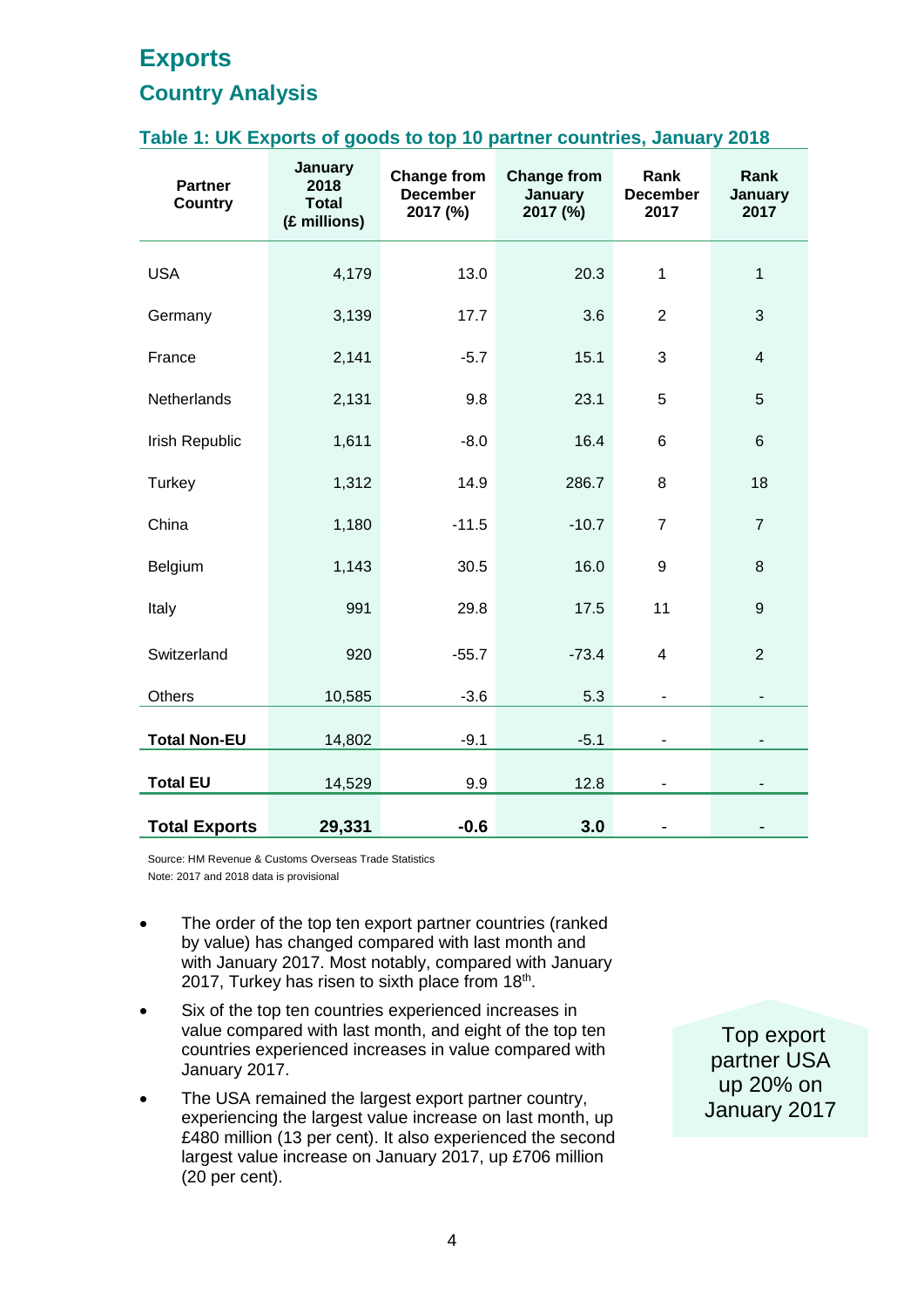# Exports

## Country Analysis

### Table 1: UK Exports of goods to top 10 partner countries, January 2018

| Partner Country | January 2018 Total (£ millions) | Change from December 2017 (%) | Change from January 2017 (%) | Rank December 2017 | Rank January 2017 |
|---|---|---|---|---|---|
| USA | 4,179 | 13.0 | 20.3 | 1 | 1 |
| Germany | 3,139 | 17.7 | 3.6 | 2 | 3 |
| France | 2,141 | -5.7 | 15.1 | 3 | 4 |
| Netherlands | 2,131 | 9.8 | 23.1 | 5 | 5 |
| Irish Republic | 1,611 | -8.0 | 16.4 | 6 | 6 |
| Turkey | 1,312 | 14.9 | 286.7 | 8 | 18 |
| China | 1,180 | -11.5 | -10.7 | 7 | 7 |
| Belgium | 1,143 | 30.5 | 16.0 | 9 | 8 |
| Italy | 991 | 29.8 | 17.5 | 11 | 9 |
| Switzerland | 920 | -55.7 | -73.4 | 4 | 2 |
| Others | 10,585 | -3.6 | 5.3 | - | - |
| **Total Non-EU** | 14,802 | -9.1 | -5.1 | - | - |
| **Total EU** | 14,529 | 9.9 | 12.8 | - | - |
| **Total Exports** | **29,331** | **-0.6** | **3.0** | - | - |

Source: HM Revenue & Customs Overseas Trade Statistics
Note: 2017 and 2018 data is provisional

- The order of the top ten export partner countries (ranked by value) has changed compared with last month and with January 2017. Most notably, compared with January 2017, Turkey has risen to sixth place from 18th.
- Six of the top ten countries experienced increases in value compared with last month, and eight of the top ten countries experienced increases in value compared with January 2017.
- The USA remained the largest export partner country, experiencing the largest value increase on last month, up £480 million (13 per cent). It also experienced the second largest value increase on January 2017, up £706 million (20 per cent).

Top export partner USA up 20% on January 2017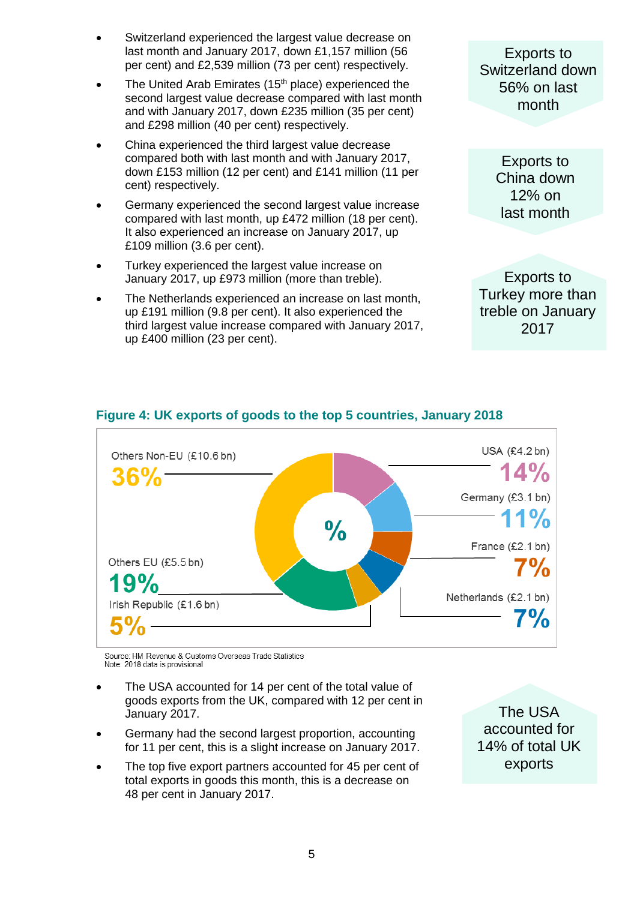- Switzerland experienced the largest value decrease on last month and January 2017, down £1,157 million (56 per cent) and £2,539 million (73 per cent) respectively.
- The United Arab Emirates (15th place) experienced the second largest value decrease compared with last month and with January 2017, down £235 million (35 per cent) and £298 million (40 per cent) respectively.
- China experienced the third largest value decrease compared both with last month and with January 2017, down £153 million (12 per cent) and £141 million (11 per cent) respectively.
- Germany experienced the second largest value increase compared with last month, up £472 million (18 per cent). It also experienced an increase on January 2017, up £109 million (3.6 per cent).
- Turkey experienced the largest value increase on January 2017, up £973 million (more than treble).
- The Netherlands experienced an increase on last month, up £191 million (9.8 per cent). It also experienced the third largest value increase compared with January 2017, up £400 million (23 per cent).

Exports to Switzerland down 56% on last month

Exports to China down 12% on last month

Exports to Turkey more than treble on January 2017

## Figure 4: UK exports of goods to the top 5 countries, January 2018

| Country | Value | % |
|---|---|---|
| USA | £4.2 bn | 14% |
| Germany | £3.1 bn | 11% |
| France | £2.1 bn | 7% |
| Netherlands | £2.1 bn | 7% |
| Irish Republic | £1.6 bn | 5% |
| Others EU | £5.5 bn | 19% |
| Others Non-EU | £10.6 bn | 36% |

Source: HM Revenue & Customs Overseas Trade Statistics
Note: 2018 data is provisional

- The USA accounted for 14 per cent of the total value of goods exports from the UK, compared with 12 per cent in January 2017.
- Germany had the second largest proportion, accounting for 11 per cent, this is a slight increase on January 2017.
- The top five export partners accounted for 45 per cent of total exports in goods this month, this is a decrease on 48 per cent in January 2017.

The USA accounted for 14% of total UK exports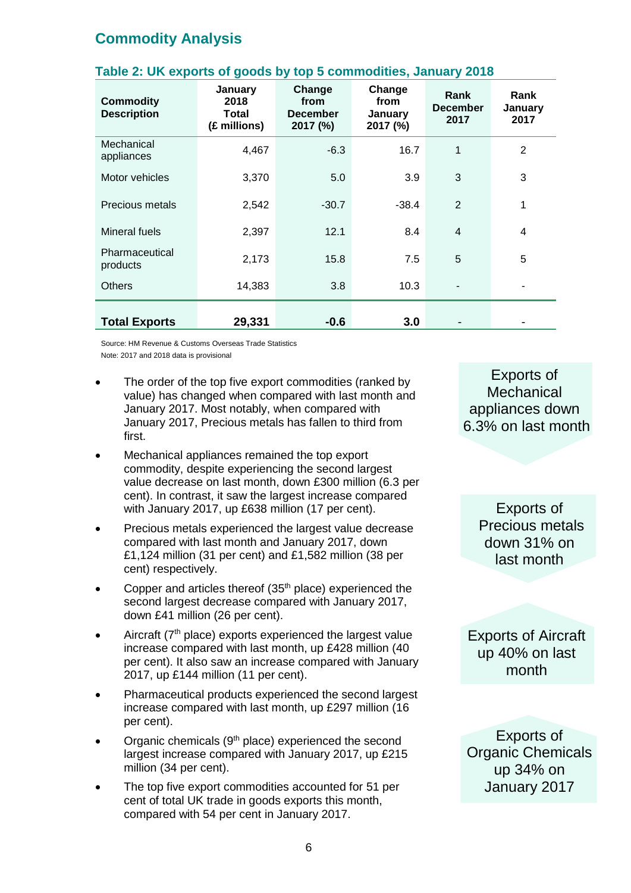## Commodity Analysis

### Table 2: UK exports of goods by top 5 commodities, January 2018

| Commodity Description | January 2018 Total (£ millions) | Change from December 2017 (%) | Change from January 2017 (%) | Rank December 2017 | Rank January 2017 |
|---|---|---|---|---|---|
| Mechanical appliances | 4,467 | -6.3 | 16.7 | 1 | 2 |
| Motor vehicles | 3,370 | 5.0 | 3.9 | 3 | 3 |
| Precious metals | 2,542 | -30.7 | -38.4 | 2 | 1 |
| Mineral fuels | 2,397 | 12.1 | 8.4 | 4 | 4 |
| Pharmaceutical products | 2,173 | 15.8 | 7.5 | 5 | 5 |
| Others | 14,383 | 3.8 | 10.3 | - | - |
| **Total Exports** | **29,331** | **-0.6** | **3.0** | - | - |

Source: HM Revenue & Customs Overseas Trade Statistics
Note: 2017 and 2018 data is provisional

- The order of the top five export commodities (ranked by value) has changed when compared with last month and January 2017. Most notably, when compared with January 2017, Precious metals has fallen to third from first.
- Mechanical appliances remained the top export commodity, despite experiencing the second largest value decrease on last month, down £300 million (6.3 per cent). In contrast, it saw the largest increase compared with January 2017, up £638 million (17 per cent).
- Precious metals experienced the largest value decrease compared with last month and January 2017, down £1,124 million (31 per cent) and £1,582 million (38 per cent) respectively.
- Copper and articles thereof (35th place) experienced the second largest decrease compared with January 2017, down £41 million (26 per cent).
- Aircraft (7th place) exports experienced the largest value increase compared with last month, up £428 million (40 per cent). It also saw an increase compared with January 2017, up £144 million (11 per cent).
- Pharmaceutical products experienced the second largest increase compared with last month, up £297 million (16 per cent).
- Organic chemicals (9th place) experienced the second largest increase compared with January 2017, up £215 million (34 per cent).
- The top five export commodities accounted for 51 per cent of total UK trade in goods exports this month, compared with 54 per cent in January 2017.

Exports of Mechanical appliances down 6.3% on last month

Exports of Precious metals down 31% on last month

Exports of Aircraft up 40% on last month

Exports of Organic Chemicals up 34% on January 2017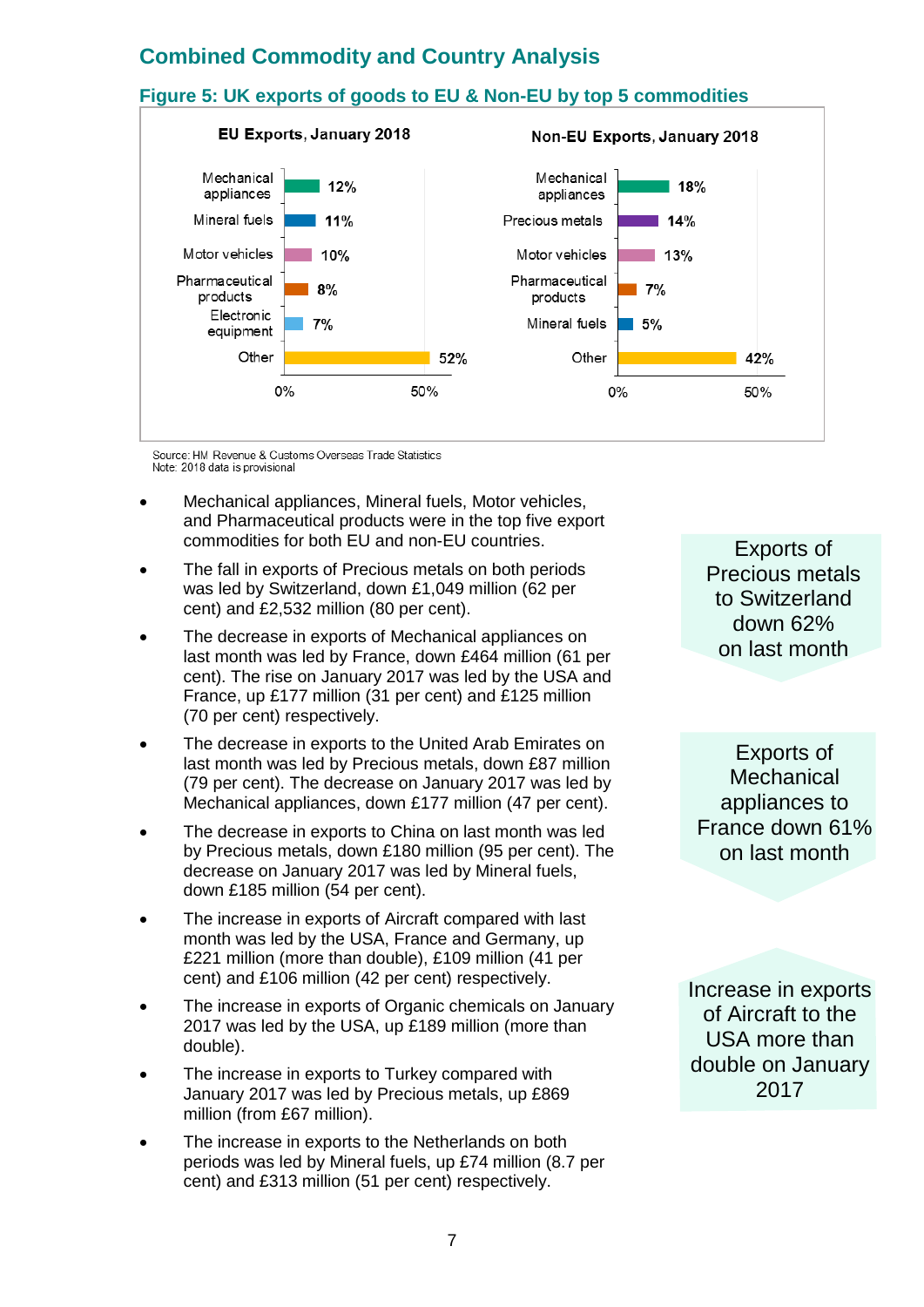## Combined Commodity and Country Analysis

### Figure 5: UK exports of goods to EU & Non-EU by top 5 commodities

**EU Exports, January 2018**

| Commodity | Share |
| --- | --- |
| Mechanical appliances | 12% |
| Mineral fuels | 11% |
| Motor vehicles | 10% |
| Pharmaceutical products | 8% |
| Electronic equipment | 7% |
| Other | 52% |

**Non-EU Exports, January 2018**

| Commodity | Share |
| --- | --- |
| Mechanical appliances | 18% |
| Precious metals | 14% |
| Motor vehicles | 13% |
| Pharmaceutical products | 7% |
| Mineral fuels | 5% |
| Other | 42% |

Source: HM Revenue & Customs Overseas Trade Statistics
Note: 2018 data is provisional

- Mechanical appliances, Mineral fuels, Motor vehicles, and Pharmaceutical products were in the top five export commodities for both EU and non-EU countries.
- The fall in exports of Precious metals on both periods was led by Switzerland, down £1,049 million (62 per cent) and £2,532 million (80 per cent).
- The decrease in exports of Mechanical appliances on last month was led by France, down £464 million (61 per cent). The rise on January 2017 was led by the USA and France, up £177 million (31 per cent) and £125 million (70 per cent) respectively.
- The decrease in exports to the United Arab Emirates on last month was led by Precious metals, down £87 million (79 per cent). The decrease on January 2017 was led by Mechanical appliances, down £177 million (47 per cent).
- The decrease in exports to China on last month was led by Precious metals, down £180 million (95 per cent). The decrease on January 2017 was led by Mineral fuels, down £185 million (54 per cent).
- The increase in exports of Aircraft compared with last month was led by the USA, France and Germany, up £221 million (more than double), £109 million (41 per cent) and £106 million (42 per cent) respectively.
- The increase in exports of Organic chemicals on January 2017 was led by the USA, up £189 million (more than double).
- The increase in exports to Turkey compared with January 2017 was led by Precious metals, up £869 million (from £67 million).
- The increase in exports to the Netherlands on both periods was led by Mineral fuels, up £74 million (8.7 per cent) and £313 million (51 per cent) respectively.

Exports of Precious metals to Switzerland down 62% on last month

Exports of Mechanical appliances to France down 61% on last month

Increase in exports of Aircraft to the USA more than double on January 2017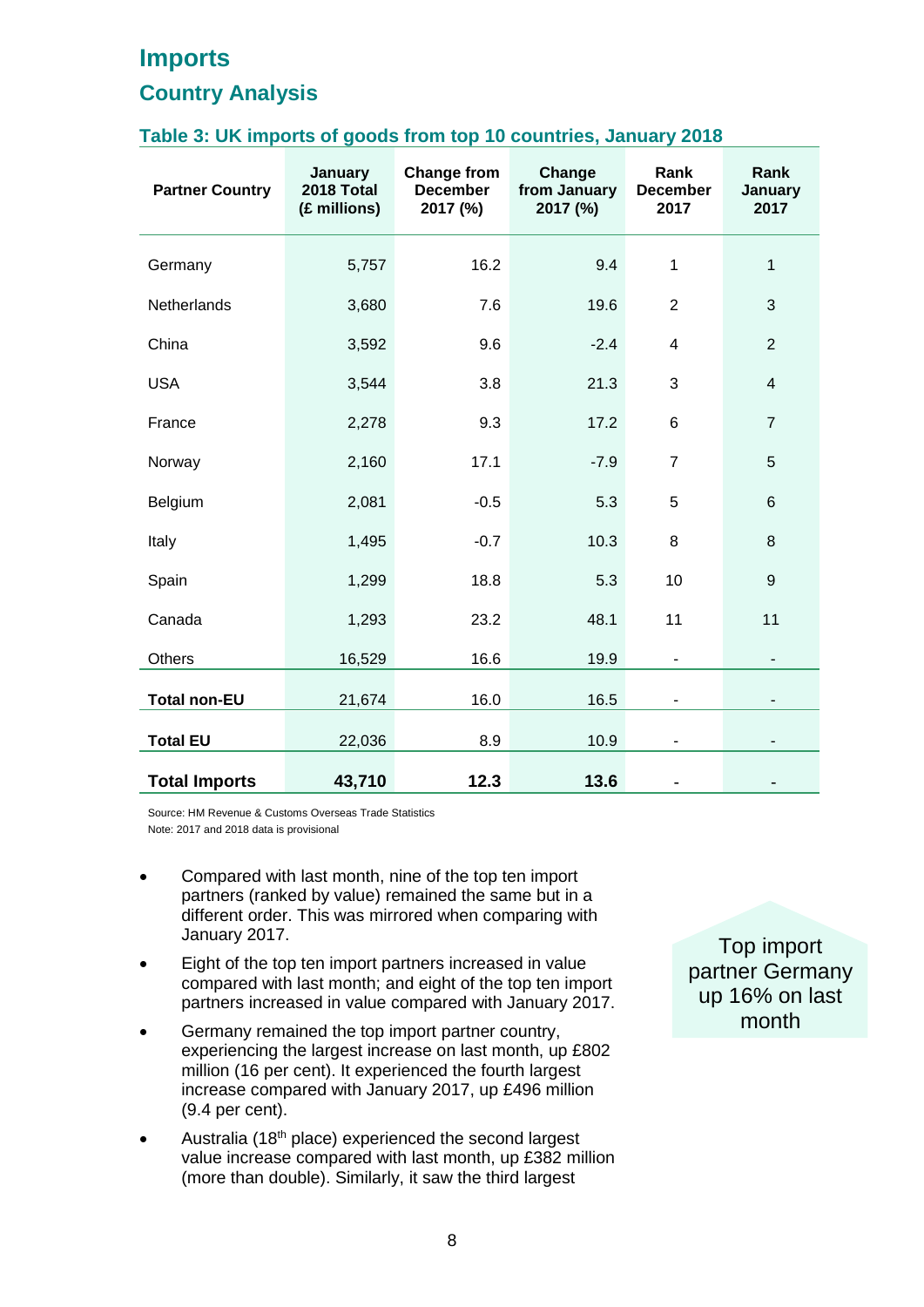# Imports

## Country Analysis

### Table 3: UK imports of goods from top 10 countries, January 2018

| Partner Country | January 2018 Total (£ millions) | Change from December 2017 (%) | Change from January 2017 (%) | Rank December 2017 | Rank January 2017 |
|---|---|---|---|---|---|
| Germany | 5,757 | 16.2 | 9.4 | 1 | 1 |
| Netherlands | 3,680 | 7.6 | 19.6 | 2 | 3 |
| China | 3,592 | 9.6 | -2.4 | 4 | 2 |
| USA | 3,544 | 3.8 | 21.3 | 3 | 4 |
| France | 2,278 | 9.3 | 17.2 | 6 | 7 |
| Norway | 2,160 | 17.1 | -7.9 | 7 | 5 |
| Belgium | 2,081 | -0.5 | 5.3 | 5 | 6 |
| Italy | 1,495 | -0.7 | 10.3 | 8 | 8 |
| Spain | 1,299 | 18.8 | 5.3 | 10 | 9 |
| Canada | 1,293 | 23.2 | 48.1 | 11 | 11 |
| Others | 16,529 | 16.6 | 19.9 | - | - |
| **Total non-EU** | 21,674 | 16.0 | 16.5 | - | - |
| **Total EU** | 22,036 | 8.9 | 10.9 | - | - |
| **Total Imports** | **43,710** | **12.3** | **13.6** | - | - |

Source: HM Revenue & Customs Overseas Trade Statistics

Note: 2017 and 2018 data is provisional

- Compared with last month, nine of the top ten import partners (ranked by value) remained the same but in a different order. This was mirrored when comparing with January 2017.
- Eight of the top ten import partners increased in value compared with last month; and eight of the top ten import partners increased in value compared with January 2017.
- Germany remained the top import partner country, experiencing the largest increase on last month, up £802 million (16 per cent). It experienced the fourth largest increase compared with January 2017, up £496 million (9.4 per cent).
- Australia (18th place) experienced the second largest value increase compared with last month, up £382 million (more than double). Similarly, it saw the third largest

Top import partner Germany up 16% on last month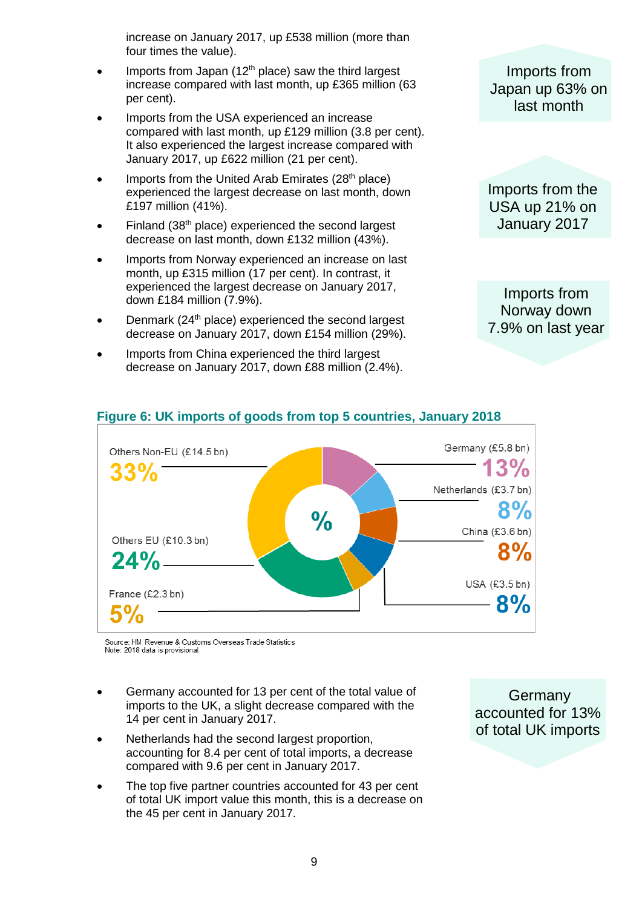increase on January 2017, up £538 million (more than four times the value).

- Imports from Japan (12th place) saw the third largest increase compared with last month, up £365 million (63 per cent).
- Imports from the USA experienced an increase compared with last month, up £129 million (3.8 per cent). It also experienced the largest increase compared with January 2017, up £622 million (21 per cent).
- Imports from the United Arab Emirates (28th place) experienced the largest decrease on last month, down £197 million (41%).
- Finland (38th place) experienced the second largest decrease on last month, down £132 million (43%).
- Imports from Norway experienced an increase on last month, up £315 million (17 per cent). In contrast, it experienced the largest decrease on January 2017, down £184 million (7.9%).
- Denmark (24th place) experienced the second largest decrease on January 2017, down £154 million (29%).
- Imports from China experienced the third largest decrease on January 2017, down £88 million (2.4%).

Imports from Japan up 63% on last month

Imports from the USA up 21% on January 2017

Imports from Norway down 7.9% on last year

**Figure 6: UK imports of goods from top 5 countries, January 2018**

| Country | Value | Share |
|---|---|---|
| Germany | £5.8 bn | 13% |
| Netherlands | £3.7 bn | 8% |
| China | £3.6 bn | 8% |
| USA | £3.5 bn | 8% |
| France | £2.3 bn | 5% |
| Others EU | £10.3 bn | 24% |
| Others Non-EU | £14.5 bn | 33% |

Source: HM Revenue & Customs Overseas Trade Statistics
Note: 2018 data is provisional

- Germany accounted for 13 per cent of the total value of imports to the UK, a slight decrease compared with the 14 per cent in January 2017.
- Netherlands had the second largest proportion, accounting for 8.4 per cent of total imports, a decrease compared with 9.6 per cent in January 2017.
- The top five partner countries accounted for 43 per cent of total UK import value this month, this is a decrease on the 45 per cent in January 2017.

Germany accounted for 13% of total UK imports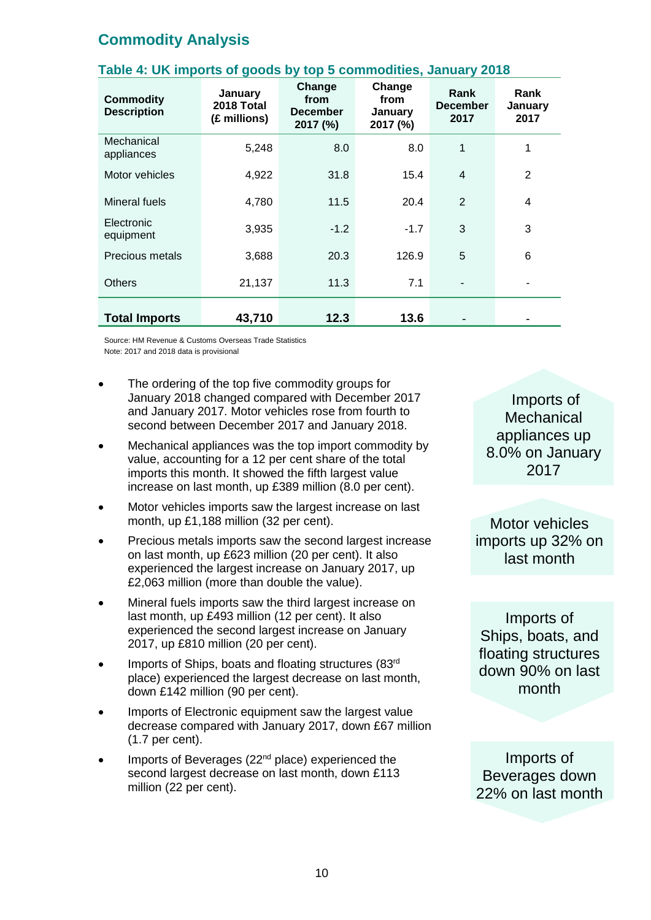## Commodity Analysis

### Table 4: UK imports of goods by top 5 commodities, January 2018

| Commodity Description | January 2018 Total (£ millions) | Change from December 2017 (%) | Change from January 2017 (%) | Rank December 2017 | Rank January 2017 |
|---|---|---|---|---|---|
| Mechanical appliances | 5,248 | 8.0 | 8.0 | 1 | 1 |
| Motor vehicles | 4,922 | 31.8 | 15.4 | 4 | 2 |
| Mineral fuels | 4,780 | 11.5 | 20.4 | 2 | 4 |
| Electronic equipment | 3,935 | -1.2 | -1.7 | 3 | 3 |
| Precious metals | 3,688 | 20.3 | 126.9 | 5 | 6 |
| Others | 21,137 | 11.3 | 7.1 | - | - |
| **Total Imports** | **43,710** | **12.3** | **13.6** | - | - |

Source: HM Revenue & Customs Overseas Trade Statistics
Note: 2017 and 2018 data is provisional

- The ordering of the top five commodity groups for January 2018 changed compared with December 2017 and January 2017. Motor vehicles rose from fourth to second between December 2017 and January 2018.
- Mechanical appliances was the top import commodity by value, accounting for a 12 per cent share of the total imports this month. It showed the fifth largest value increase on last month, up £389 million (8.0 per cent).
- Motor vehicles imports saw the largest increase on last month, up £1,188 million (32 per cent).
- Precious metals imports saw the second largest increase on last month, up £623 million (20 per cent). It also experienced the largest increase on January 2017, up £2,063 million (more than double the value).
- Mineral fuels imports saw the third largest increase on last month, up £493 million (12 per cent). It also experienced the second largest increase on January 2017, up £810 million (20 per cent).
- Imports of Ships, boats and floating structures (83rd place) experienced the largest decrease on last month, down £142 million (90 per cent).
- Imports of Electronic equipment saw the largest value decrease compared with January 2017, down £67 million (1.7 per cent).
- Imports of Beverages (22nd place) experienced the second largest decrease on last month, down £113 million (22 per cent).

Imports of Mechanical appliances up 8.0% on January 2017

Motor vehicles imports up 32% on last month

Imports of Ships, boats, and floating structures down 90% on last month

Imports of Beverages down 22% on last month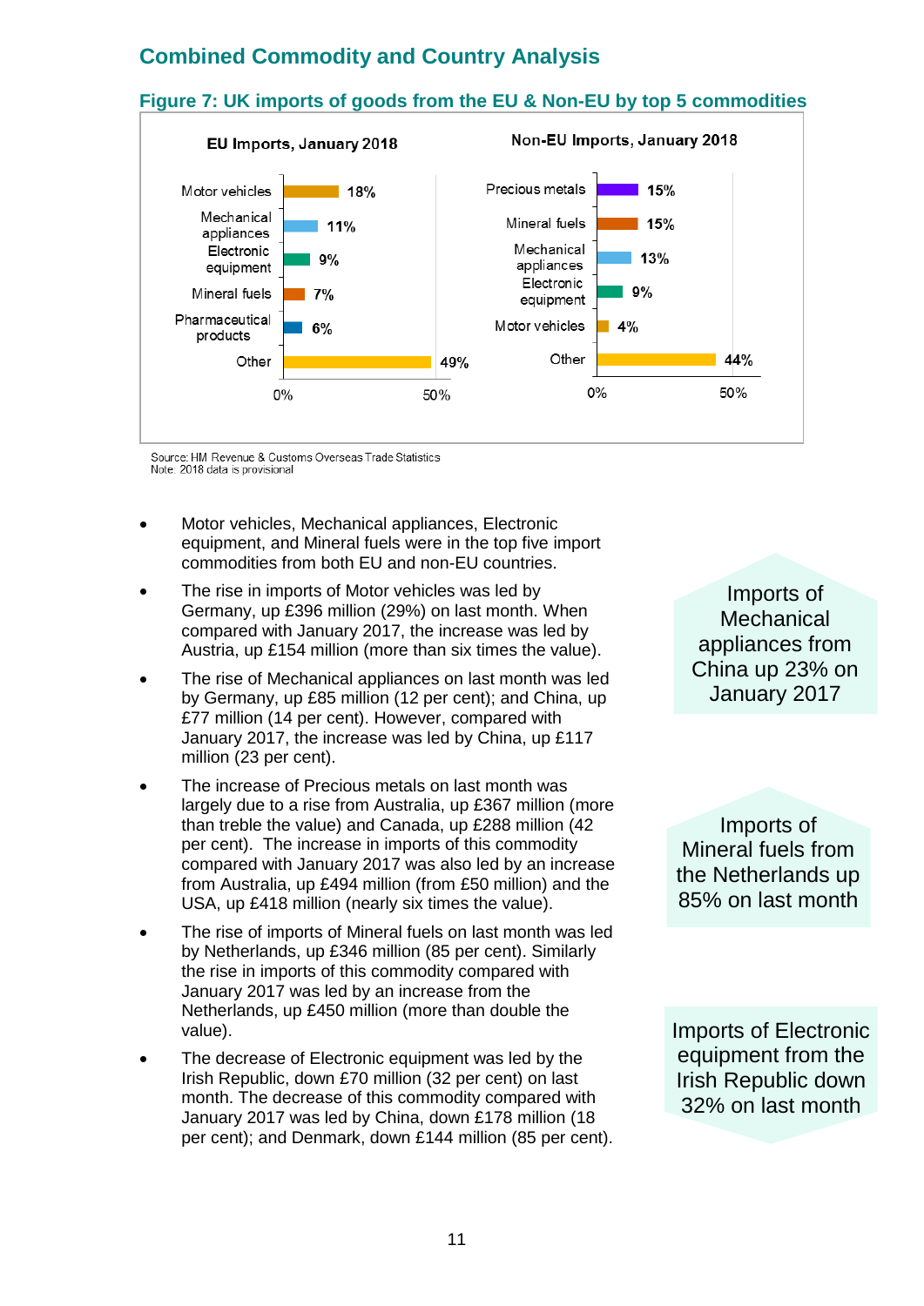## Combined Commodity and Country Analysis

### Figure 7: UK imports of goods from the EU & Non-EU by top 5 commodities

**EU Imports, January 2018**

| Commodity | Share |
|---|---|
| Motor vehicles | 18% |
| Mechanical appliances | 11% |
| Electronic equipment | 9% |
| Mineral fuels | 7% |
| Pharmaceutical products | 6% |
| Other | 49% |

**Non-EU Imports, January 2018**

| Commodity | Share |
|---|---|
| Precious metals | 15% |
| Mineral fuels | 15% |
| Mechanical appliances | 13% |
| Electronic equipment | 9% |
| Motor vehicles | 4% |
| Other | 44% |

Source: HM Revenue & Customs Overseas Trade Statistics
Note: 2018 data is provisional

- Motor vehicles, Mechanical appliances, Electronic equipment, and Mineral fuels were in the top five import commodities from both EU and non-EU countries.
- The rise in imports of Motor vehicles was led by Germany, up £396 million (29%) on last month. When compared with January 2017, the increase was led by Austria, up £154 million (more than six times the value).
- The rise of Mechanical appliances on last month was led by Germany, up £85 million (12 per cent); and China, up £77 million (14 per cent). However, compared with January 2017, the increase was led by China, up £117 million (23 per cent).
- The increase of Precious metals on last month was largely due to a rise from Australia, up £367 million (more than treble the value) and Canada, up £288 million (42 per cent). The increase in imports of this commodity compared with January 2017 was also led by an increase from Australia, up £494 million (from £50 million) and the USA, up £418 million (nearly six times the value).
- The rise of imports of Mineral fuels on last month was led by Netherlands, up £346 million (85 per cent). Similarly the rise in imports of this commodity compared with January 2017 was led by an increase from the Netherlands, up £450 million (more than double the value).
- The decrease of Electronic equipment was led by the Irish Republic, down £70 million (32 per cent) on last month. The decrease of this commodity compared with January 2017 was led by China, down £178 million (18 per cent); and Denmark, down £144 million (85 per cent).

Imports of Mechanical appliances from China up 23% on January 2017

Imports of Mineral fuels from the Netherlands up 85% on last month

Imports of Electronic equipment from the Irish Republic down 32% on last month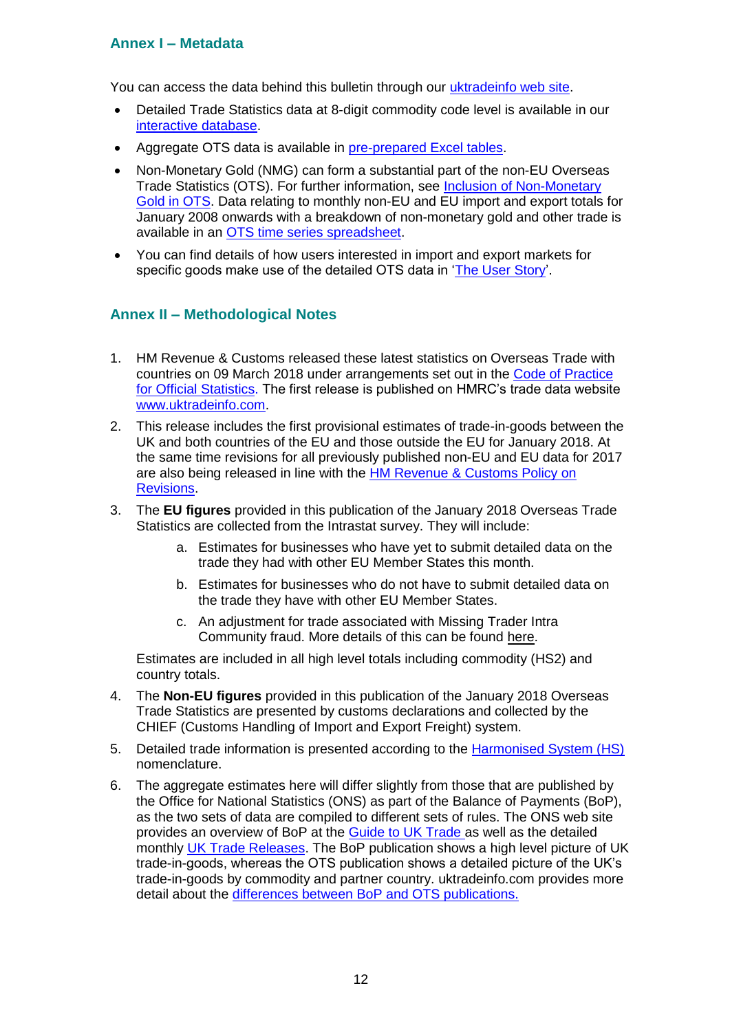## Annex I – Metadata

You can access the data behind this bulletin through our uktradeinfo web site.

- Detailed Trade Statistics data at 8-digit commodity code level is available in our interactive database.
- Aggregate OTS data is available in pre-prepared Excel tables.
- Non-Monetary Gold (NMG) can form a substantial part of the non-EU Overseas Trade Statistics (OTS). For further information, see Inclusion of Non-Monetary Gold in OTS. Data relating to monthly non-EU and EU import and export totals for January 2008 onwards with a breakdown of non-monetary gold and other trade is available in an OTS time series spreadsheet.
- You can find details of how users interested in import and export markets for specific goods make use of the detailed OTS data in 'The User Story'.

## Annex II – Methodological Notes

1. HM Revenue & Customs released these latest statistics on Overseas Trade with countries on 09 March 2018 under arrangements set out in the Code of Practice for Official Statistics. The first release is published on HMRC's trade data website www.uktradeinfo.com.
2. This release includes the first provisional estimates of trade-in-goods between the UK and both countries of the EU and those outside the EU for January 2018. At the same time revisions for all previously published non-EU and EU data for 2017 are also being released in line with the HM Revenue & Customs Policy on Revisions.
3. The **EU figures** provided in this publication of the January 2018 Overseas Trade Statistics are collected from the Intrastat survey. They will include:
   a. Estimates for businesses who have yet to submit detailed data on the trade they had with other EU Member States this month.
   b. Estimates for businesses who do not have to submit detailed data on the trade they have with other EU Member States.
   c. An adjustment for trade associated with Missing Trader Intra Community fraud. More details of this can be found here.

   Estimates are included in all high level totals including commodity (HS2) and country totals.
4. The **Non-EU figures** provided in this publication of the January 2018 Overseas Trade Statistics are presented by customs declarations and collected by the CHIEF (Customs Handling of Import and Export Freight) system.
5. Detailed trade information is presented according to the Harmonised System (HS) nomenclature.
6. The aggregate estimates here will differ slightly from those that are published by the Office for National Statistics (ONS) as part of the Balance of Payments (BoP), as the two sets of data are compiled to different sets of rules. The ONS web site provides an overview of BoP at the Guide to UK Trade as well as the detailed monthly UK Trade Releases. The BoP publication shows a high level picture of UK trade-in-goods, whereas the OTS publication shows a detailed picture of the UK's trade-in-goods by commodity and partner country. uktradeinfo.com provides more detail about the differences between BoP and OTS publications.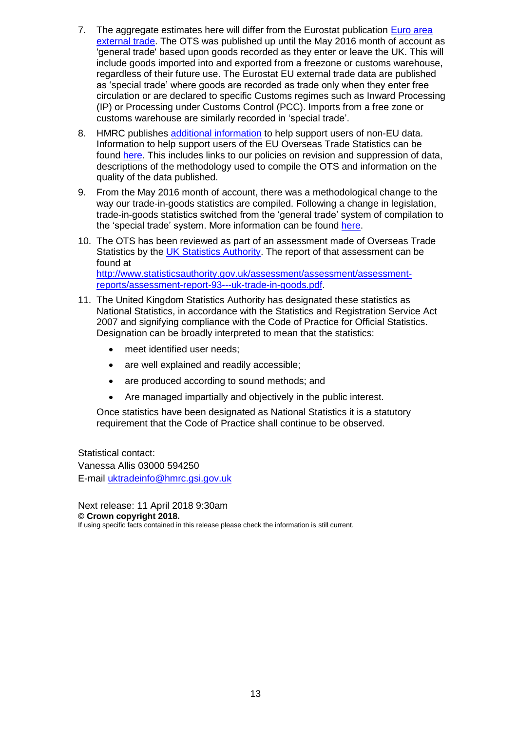7. The aggregate estimates here will differ from the Eurostat publication Euro area external trade. The OTS was published up until the May 2016 month of account as 'general trade' based upon goods recorded as they enter or leave the UK. This will include goods imported into and exported from a freezone or customs warehouse, regardless of their future use. The Eurostat EU external trade data are published as 'special trade' where goods are recorded as trade only when they enter free circulation or are declared to specific Customs regimes such as Inward Processing (IP) or Processing under Customs Control (PCC). Imports from a free zone or customs warehouse are similarly recorded in 'special trade'.

8. HMRC publishes additional information to help support users of non-EU data. Information to help support users of the EU Overseas Trade Statistics can be found here. This includes links to our policies on revision and suppression of data, descriptions of the methodology used to compile the OTS and information on the quality of the data published.

9. From the May 2016 month of account, there was a methodological change to the way our trade-in-goods statistics are compiled. Following a change in legislation, trade-in-goods statistics switched from the 'general trade' system of compilation to the 'special trade' system. More information can be found here.

10. The OTS has been reviewed as part of an assessment made of Overseas Trade Statistics by the UK Statistics Authority. The report of that assessment can be found at http://www.statisticsauthority.gov.uk/assessment/assessment/assessment-reports/assessment-report-93---uk-trade-in-goods.pdf.

11. The United Kingdom Statistics Authority has designated these statistics as National Statistics, in accordance with the Statistics and Registration Service Act 2007 and signifying compliance with the Code of Practice for Official Statistics. Designation can be broadly interpreted to mean that the statistics:

    - meet identified user needs;
    - are well explained and readily accessible;
    - are produced according to sound methods; and
    - Are managed impartially and objectively in the public interest.

    Once statistics have been designated as National Statistics it is a statutory requirement that the Code of Practice shall continue to be observed.

Statistical contact:
Vanessa Allis 03000 594250
E-mail uktradeinfo@hmrc.gsi.gov.uk

Next release: 11 April 2018 9:30am
**© Crown copyright 2018.**
If using specific facts contained in this release please check the information is still current.